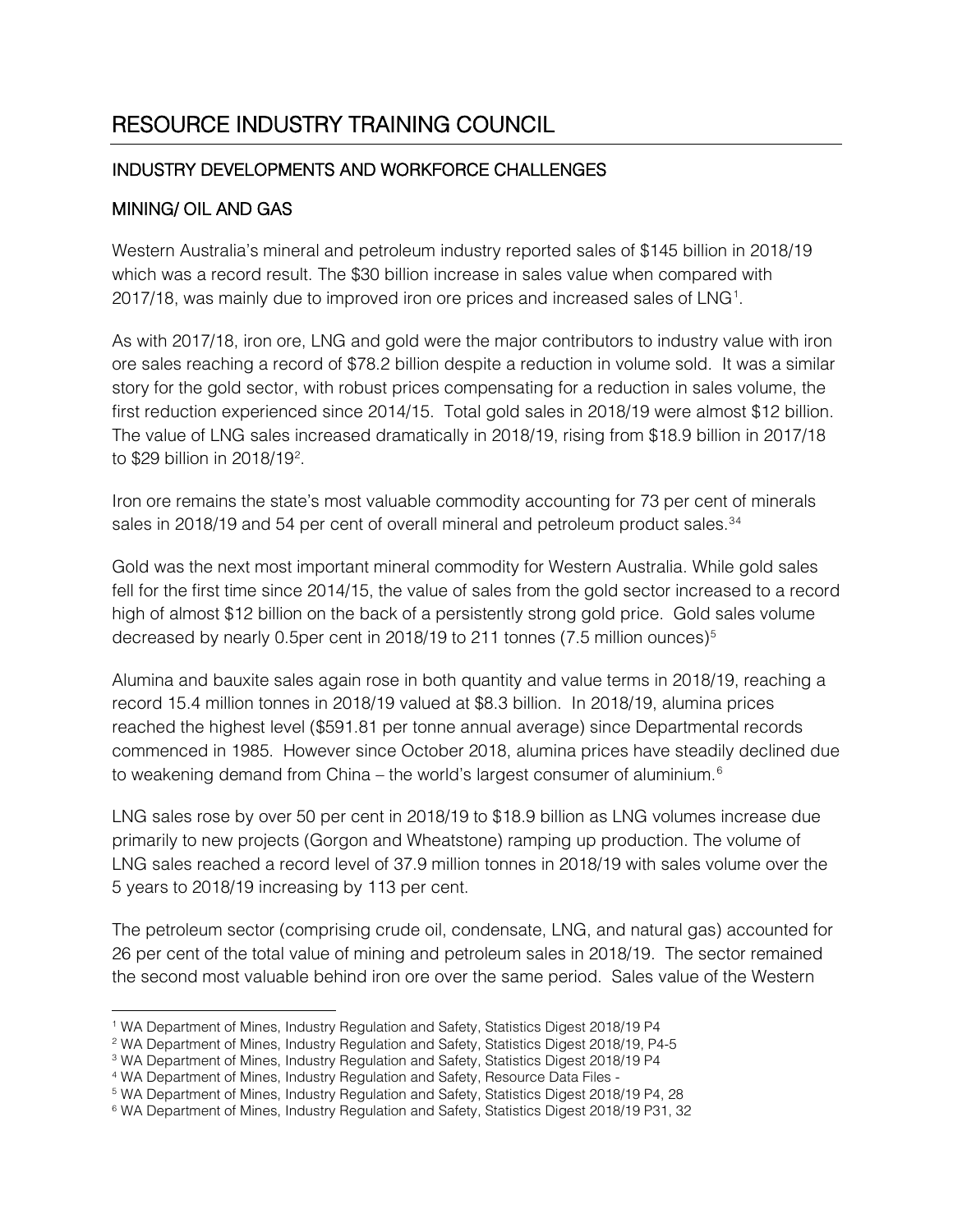# RESOURCE INDUSTRY TRAINING COUNCIL

## INDUSTRY DEVELOPMENTS AND WORKFORCE CHALLENGES

## MINING/ OIL AND GAS

Western Australia's mineral and petroleum industry reported sales of $145 billion in 2018/19 which was a record result. The $30 billion increase in sales value when compared with 2017/18, was mainly due to improved iron ore prices and increased sales of LNG[1].

As with 2017/18, iron ore, LNG and gold were the major contributors to industry value with iron ore sales reaching a record of $78.2 billion despite a reduction in volume sold. It was a similar story for the gold sector, with robust prices compensating for a reduction in sales volume, the first reduction experienced since 2014/15. Total gold sales in 2018/19 were almost $12 billion. The value of LNG sales increased dramatically in 2018/19, rising from $18.9 billion in 2017/18 to $29 billion in 2018/19[2].

Iron ore remains the state's most valuable commodity accounting for 73 per cent of minerals sales in 2018/19 and 54 per cent of overall mineral and petroleum product sales.[3,4]

Gold was the next most important mineral commodity for Western Australia. While gold sales fell for the first time since 2014/15, the value of sales from the gold sector increased to a record high of almost $12 billion on the back of a persistently strong gold price. Gold sales volume decreased by nearly 0.5per cent in 2018/19 to 211 tonnes (7.5 million ounces)[5]

Alumina and bauxite sales again rose in both quantity and value terms in 2018/19, reaching a record 15.4 million tonnes in 2018/19 valued at $8.3 billion. In 2018/19, alumina prices reached the highest level ($591.81 per tonne annual average) since Departmental records commenced in 1985. However since October 2018, alumina prices have steadily declined due to weakening demand from China – the world's largest consumer of aluminium.[6]

LNG sales rose by over 50 per cent in 2018/19 to $18.9 billion as LNG volumes increase due primarily to new projects (Gorgon and Wheatstone) ramping up production. The volume of LNG sales reached a record level of 37.9 million tonnes in 2018/19 with sales volume over the 5 years to 2018/19 increasing by 113 per cent.

The petroleum sector (comprising crude oil, condensate, LNG, and natural gas) accounted for 26 per cent of the total value of mining and petroleum sales in 2018/19. The sector remained the second most valuable behind iron ore over the same period. Sales value of the Western

---

[1] WA Department of Mines, Industry Regulation and Safety, Statistics Digest 2018/19 P4

[2] WA Department of Mines, Industry Regulation and Safety, Statistics Digest 2018/19, P4-5

[3] WA Department of Mines, Industry Regulation and Safety, Statistics Digest 2018/19 P4

[4] WA Department of Mines, Industry Regulation and Safety, Resource Data Files -

[5] WA Department of Mines, Industry Regulation and Safety, Statistics Digest 2018/19 P4, 28

[6] WA Department of Mines, Industry Regulation and Safety, Statistics Digest 2018/19 P31, 32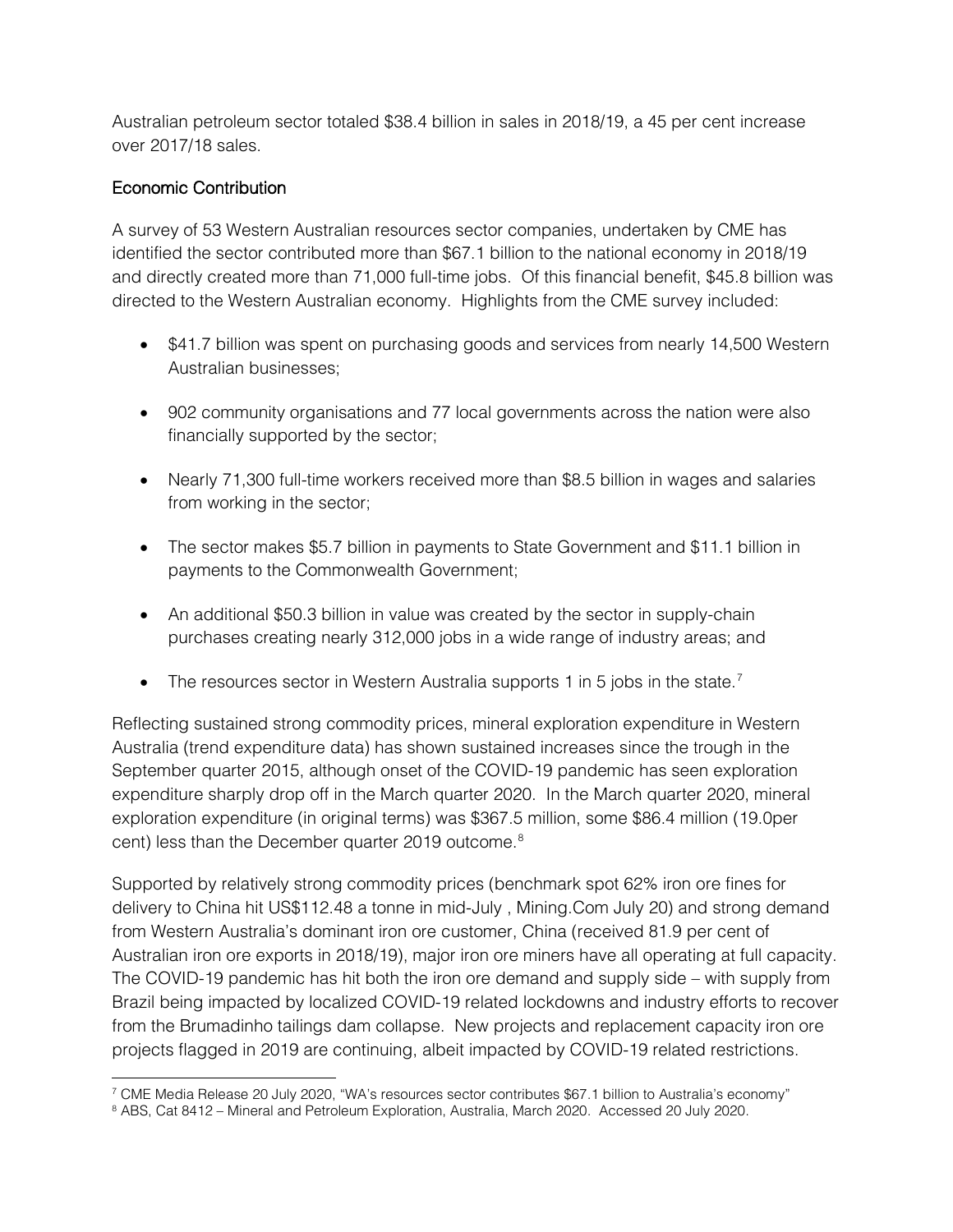Australian petroleum sector totaled $38.4 billion in sales in 2018/19, a 45 per cent increase over 2017/18 sales.

## Economic Contribution

A survey of 53 Western Australian resources sector companies, undertaken by CME has identified the sector contributed more than $67.1 billion to the national economy in 2018/19 and directly created more than 71,000 full-time jobs. Of this financial benefit, $45.8 billion was directed to the Western Australian economy. Highlights from the CME survey included:

- $41.7 billion was spent on purchasing goods and services from nearly 14,500 Western Australian businesses;
- 902 community organisations and 77 local governments across the nation were also financially supported by the sector;
- Nearly 71,300 full-time workers received more than $8.5 billion in wages and salaries from working in the sector;
- The sector makes $5.7 billion in payments to State Government and $11.1 billion in payments to the Commonwealth Government;
- An additional $50.3 billion in value was created by the sector in supply-chain purchases creating nearly 312,000 jobs in a wide range of industry areas; and
- The resources sector in Western Australia supports 1 in 5 jobs in the state.[7]

Reflecting sustained strong commodity prices, mineral exploration expenditure in Western Australia (trend expenditure data) has shown sustained increases since the trough in the September quarter 2015, although onset of the COVID-19 pandemic has seen exploration expenditure sharply drop off in the March quarter 2020. In the March quarter 2020, mineral exploration expenditure (in original terms) was $367.5 million, some $86.4 million (19.0per cent) less than the December quarter 2019 outcome.[8]

Supported by relatively strong commodity prices (benchmark spot 62% iron ore fines for delivery to China hit US$112.48 a tonne in mid-July , Mining.Com July 20) and strong demand from Western Australia's dominant iron ore customer, China (received 81.9 per cent of Australian iron ore exports in 2018/19), major iron ore miners have all operating at full capacity. The COVID-19 pandemic has hit both the iron ore demand and supply side – with supply from Brazil being impacted by localized COVID-19 related lockdowns and industry efforts to recover from the Brumadinho tailings dam collapse. New projects and replacement capacity iron ore projects flagged in 2019 are continuing, albeit impacted by COVID-19 related restrictions.

---

[7] CME Media Release 20 July 2020, "WA's resources sector contributes $67.1 billion to Australia's economy"

[8] ABS, Cat 8412 – Mineral and Petroleum Exploration, Australia, March 2020. Accessed 20 July 2020.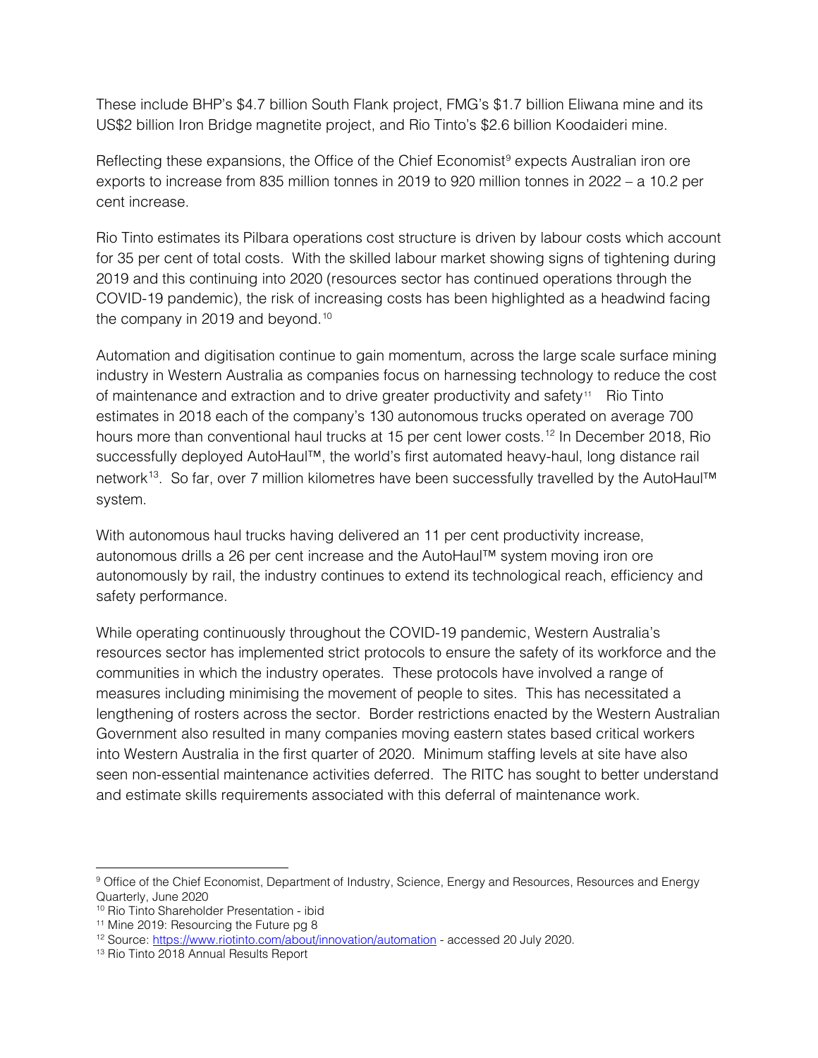These include BHP's $4.7 billion South Flank project, FMG's $1.7 billion Eliwana mine and its US$2 billion Iron Bridge magnetite project, and Rio Tinto's $2.6 billion Koodaideri mine.

Reflecting these expansions, the Office of the Chief Economist[9] expects Australian iron ore exports to increase from 835 million tonnes in 2019 to 920 million tonnes in 2022 – a 10.2 per cent increase.

Rio Tinto estimates its Pilbara operations cost structure is driven by labour costs which account for 35 per cent of total costs. With the skilled labour market showing signs of tightening during 2019 and this continuing into 2020 (resources sector has continued operations through the COVID-19 pandemic), the risk of increasing costs has been highlighted as a headwind facing the company in 2019 and beyond.[10]

Automation and digitisation continue to gain momentum, across the large scale surface mining industry in Western Australia as companies focus on harnessing technology to reduce the cost of maintenance and extraction and to drive greater productivity and safety[11] Rio Tinto estimates in 2018 each of the company's 130 autonomous trucks operated on average 700 hours more than conventional haul trucks at 15 per cent lower costs.[12] In December 2018, Rio successfully deployed AutoHaul™, the world's first automated heavy-haul, long distance rail network[13]. So far, over 7 million kilometres have been successfully travelled by the AutoHaul™ system.

With autonomous haul trucks having delivered an 11 per cent productivity increase, autonomous drills a 26 per cent increase and the AutoHaul™ system moving iron ore autonomously by rail, the industry continues to extend its technological reach, efficiency and safety performance.

While operating continuously throughout the COVID-19 pandemic, Western Australia's resources sector has implemented strict protocols to ensure the safety of its workforce and the communities in which the industry operates. These protocols have involved a range of measures including minimising the movement of people to sites. This has necessitated a lengthening of rosters across the sector. Border restrictions enacted by the Western Australian Government also resulted in many companies moving eastern states based critical workers into Western Australia in the first quarter of 2020. Minimum staffing levels at site have also seen non-essential maintenance activities deferred. The RITC has sought to better understand and estimate skills requirements associated with this deferral of maintenance work.

---

[9] Office of the Chief Economist, Department of Industry, Science, Energy and Resources, Resources and Energy Quarterly, June 2020

[10] Rio Tinto Shareholder Presentation - ibid

[11] Mine 2019: Resourcing the Future pg 8

[12] Source: https://www.riotinto.com/about/innovation/automation - accessed 20 July 2020.

[13] Rio Tinto 2018 Annual Results Report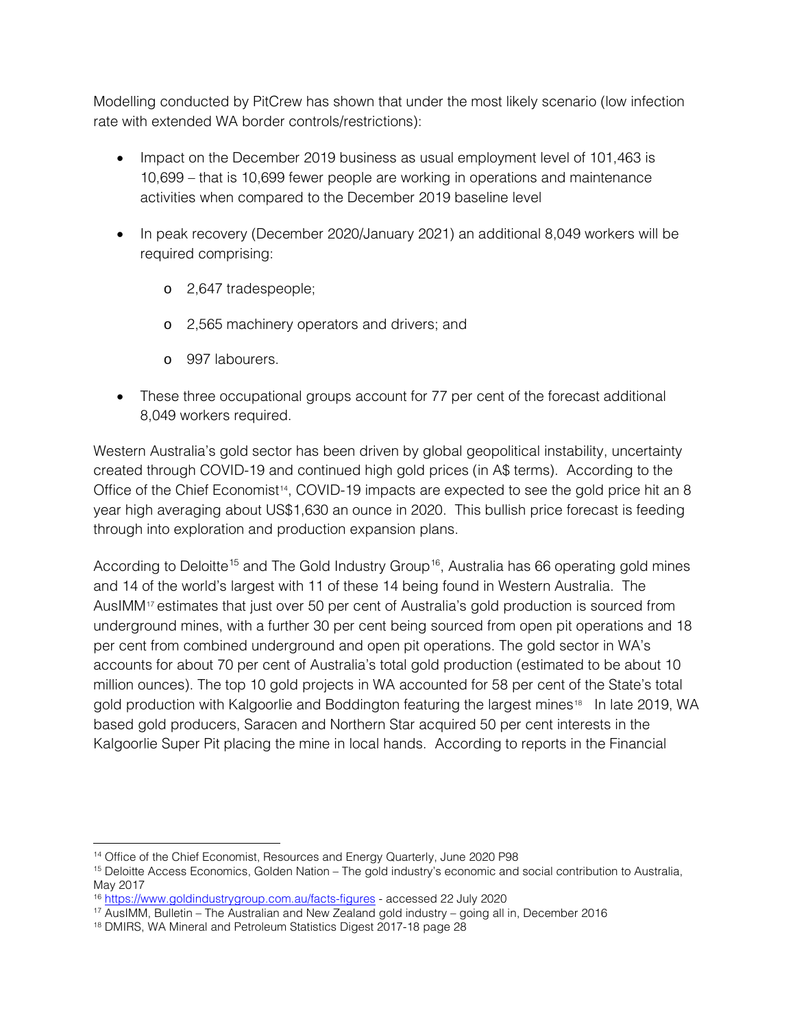Modelling conducted by PitCrew has shown that under the most likely scenario (low infection rate with extended WA border controls/restrictions):

- Impact on the December 2019 business as usual employment level of 101,463 is 10,699 – that is 10,699 fewer people are working in operations and maintenance activities when compared to the December 2019 baseline level

- In peak recovery (December 2020/January 2021) an additional 8,049 workers will be required comprising:

    - 2,647 tradespeople;

    - 2,565 machinery operators and drivers; and

    - 997 labourers.

- These three occupational groups account for 77 per cent of the forecast additional 8,049 workers required.

Western Australia's gold sector has been driven by global geopolitical instability, uncertainty created through COVID-19 and continued high gold prices (in A$ terms). According to the Office of the Chief Economist[14], COVID-19 impacts are expected to see the gold price hit an 8 year high averaging about US$1,630 an ounce in 2020. This bullish price forecast is feeding through into exploration and production expansion plans.

According to Deloitte[15] and The Gold Industry Group[16], Australia has 66 operating gold mines and 14 of the world's largest with 11 of these 14 being found in Western Australia. The AusIMM[17] estimates that just over 50 per cent of Australia's gold production is sourced from underground mines, with a further 30 per cent being sourced from open pit operations and 18 per cent from combined underground and open pit operations. The gold sector in WA's accounts for about 70 per cent of Australia's total gold production (estimated to be about 10 million ounces). The top 10 gold projects in WA accounted for 58 per cent of the State's total gold production with Kalgoorlie and Boddington featuring the largest mines[18] In late 2019, WA based gold producers, Saracen and Northern Star acquired 50 per cent interests in the Kalgoorlie Super Pit placing the mine in local hands. According to reports in the Financial

---

[14] Office of the Chief Economist, Resources and Energy Quarterly, June 2020 P98

[15] Deloitte Access Economics, Golden Nation – The gold industry's economic and social contribution to Australia, May 2017

[16] https://www.goldindustrygroup.com.au/facts-figures - accessed 22 July 2020

[17] AusIMM, Bulletin – The Australian and New Zealand gold industry – going all in, December 2016

[18] DMIRS, WA Mineral and Petroleum Statistics Digest 2017-18 page 28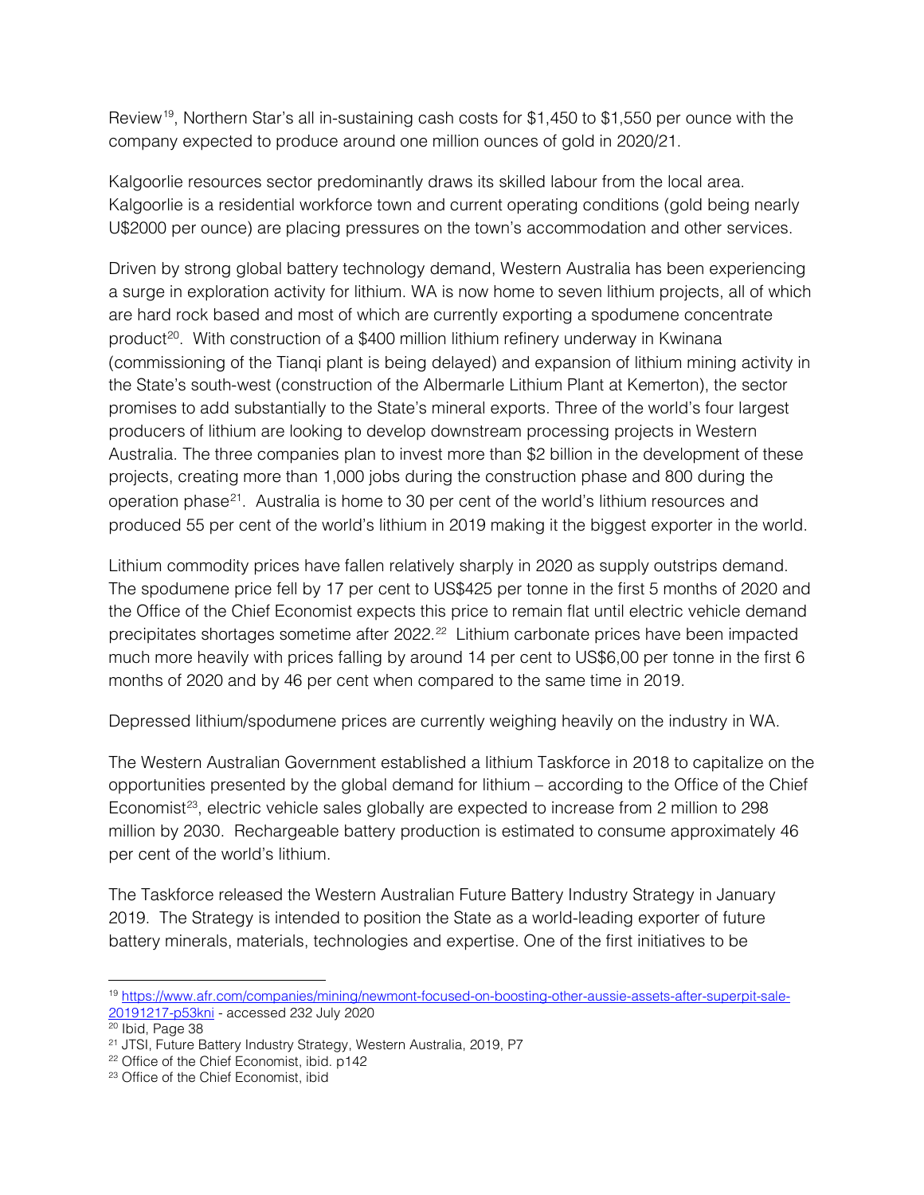Review[19], Northern Star's all in-sustaining cash costs for $1,450 to $1,550 per ounce with the company expected to produce around one million ounces of gold in 2020/21.

Kalgoorlie resources sector predominantly draws its skilled labour from the local area. Kalgoorlie is a residential workforce town and current operating conditions (gold being nearly U$2000 per ounce) are placing pressures on the town's accommodation and other services.

Driven by strong global battery technology demand, Western Australia has been experiencing a surge in exploration activity for lithium. WA is now home to seven lithium projects, all of which are hard rock based and most of which are currently exporting a spodumene concentrate product[20]. With construction of a $400 million lithium refinery underway in Kwinana (commissioning of the Tianqi plant is being delayed) and expansion of lithium mining activity in the State's south-west (construction of the Albermarle Lithium Plant at Kemerton), the sector promises to add substantially to the State's mineral exports. Three of the world's four largest producers of lithium are looking to develop downstream processing projects in Western Australia. The three companies plan to invest more than $2 billion in the development of these projects, creating more than 1,000 jobs during the construction phase and 800 during the operation phase[21]. Australia is home to 30 per cent of the world's lithium resources and produced 55 per cent of the world's lithium in 2019 making it the biggest exporter in the world.

Lithium commodity prices have fallen relatively sharply in 2020 as supply outstrips demand. The spodumene price fell by 17 per cent to US$425 per tonne in the first 5 months of 2020 and the Office of the Chief Economist expects this price to remain flat until electric vehicle demand precipitates shortages sometime after 2022.[22] Lithium carbonate prices have been impacted much more heavily with prices falling by around 14 per cent to US$6,00 per tonne in the first 6 months of 2020 and by 46 per cent when compared to the same time in 2019.

Depressed lithium/spodumene prices are currently weighing heavily on the industry in WA.

The Western Australian Government established a lithium Taskforce in 2018 to capitalize on the opportunities presented by the global demand for lithium – according to the Office of the Chief Economist[23], electric vehicle sales globally are expected to increase from 2 million to 298 million by 2030. Rechargeable battery production is estimated to consume approximately 46 per cent of the world's lithium.

The Taskforce released the Western Australian Future Battery Industry Strategy in January 2019. The Strategy is intended to position the State as a world-leading exporter of future battery minerals, materials, technologies and expertise. One of the first initiatives to be

---

[19] https://www.afr.com/companies/mining/newmont-focused-on-boosting-other-aussie-assets-after-superpit-sale-20191217-p53kni - accessed 232 July 2020

[20] Ibid, Page 38

[21] JTSI, Future Battery Industry Strategy, Western Australia, 2019, P7

[22] Office of the Chief Economist, ibid. p142

[23] Office of the Chief Economist, ibid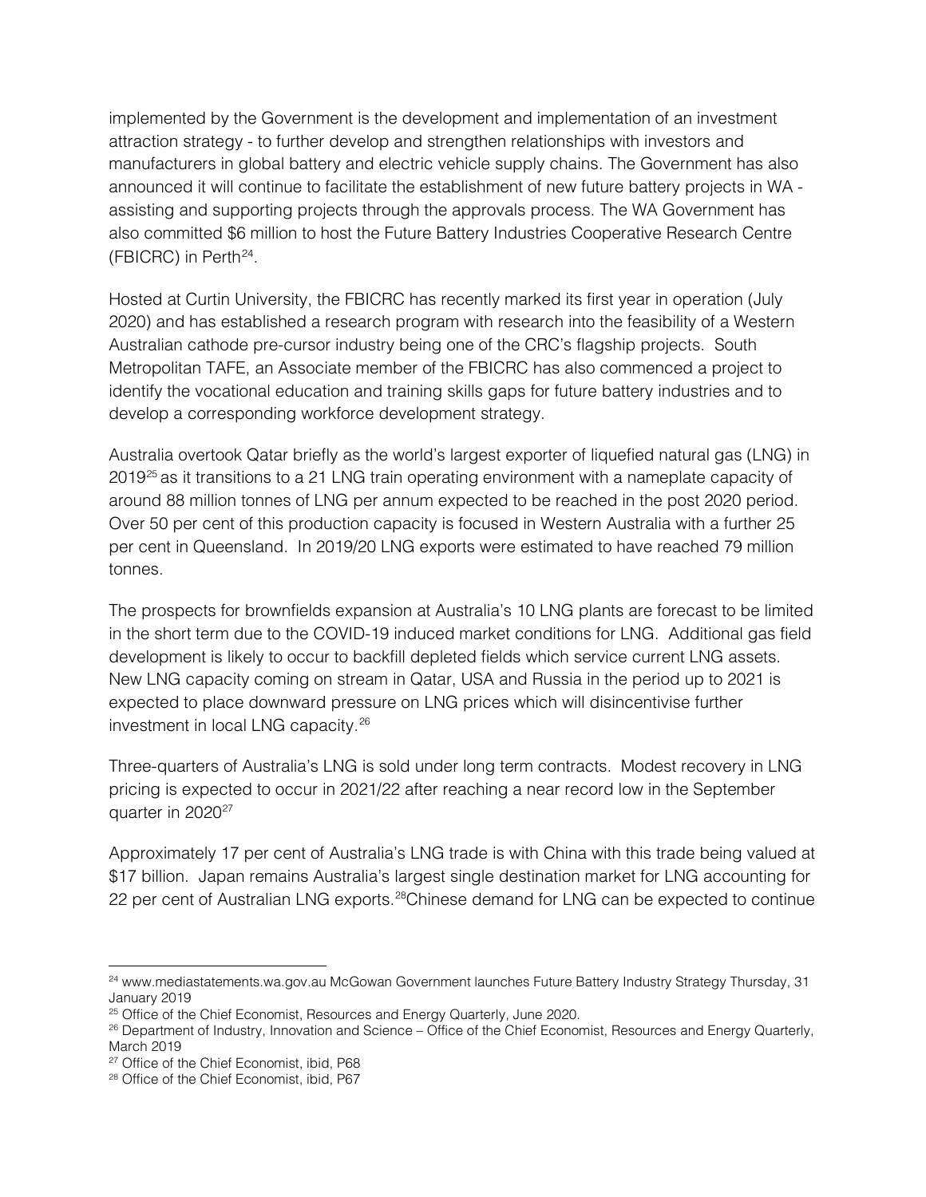implemented by the Government is the development and implementation of an investment attraction strategy - to further develop and strengthen relationships with investors and manufacturers in global battery and electric vehicle supply chains. The Government has also announced it will continue to facilitate the establishment of new future battery projects in WA - assisting and supporting projects through the approvals process. The WA Government has also committed $6 million to host the Future Battery Industries Cooperative Research Centre (FBICRC) in Perth[24].

Hosted at Curtin University, the FBICRC has recently marked its first year in operation (July 2020) and has established a research program with research into the feasibility of a Western Australian cathode pre-cursor industry being one of the CRC's flagship projects. South Metropolitan TAFE, an Associate member of the FBICRC has also commenced a project to identify the vocational education and training skills gaps for future battery industries and to develop a corresponding workforce development strategy.

Australia overtook Qatar briefly as the world's largest exporter of liquefied natural gas (LNG) in 2019[25] as it transitions to a 21 LNG train operating environment with a nameplate capacity of around 88 million tonnes of LNG per annum expected to be reached in the post 2020 period. Over 50 per cent of this production capacity is focused in Western Australia with a further 25 per cent in Queensland. In 2019/20 LNG exports were estimated to have reached 79 million tonnes.

The prospects for brownfields expansion at Australia's 10 LNG plants are forecast to be limited in the short term due to the COVID-19 induced market conditions for LNG. Additional gas field development is likely to occur to backfill depleted fields which service current LNG assets. New LNG capacity coming on stream in Qatar, USA and Russia in the period up to 2021 is expected to place downward pressure on LNG prices which will disincentivise further investment in local LNG capacity.[26]

Three-quarters of Australia's LNG is sold under long term contracts. Modest recovery in LNG pricing is expected to occur in 2021/22 after reaching a near record low in the September quarter in 2020[27]

Approximately 17 per cent of Australia's LNG trade is with China with this trade being valued at $17 billion. Japan remains Australia's largest single destination market for LNG accounting for 22 per cent of Australian LNG exports.[28]Chinese demand for LNG can be expected to continue

---

[24] www.mediastatements.wa.gov.au McGowan Government launches Future Battery Industry Strategy Thursday, 31 January 2019

[25] Office of the Chief Economist, Resources and Energy Quarterly, June 2020.

[26] Department of Industry, Innovation and Science – Office of the Chief Economist, Resources and Energy Quarterly, March 2019

[27] Office of the Chief Economist, ibid, P68

[28] Office of the Chief Economist, ibid, P67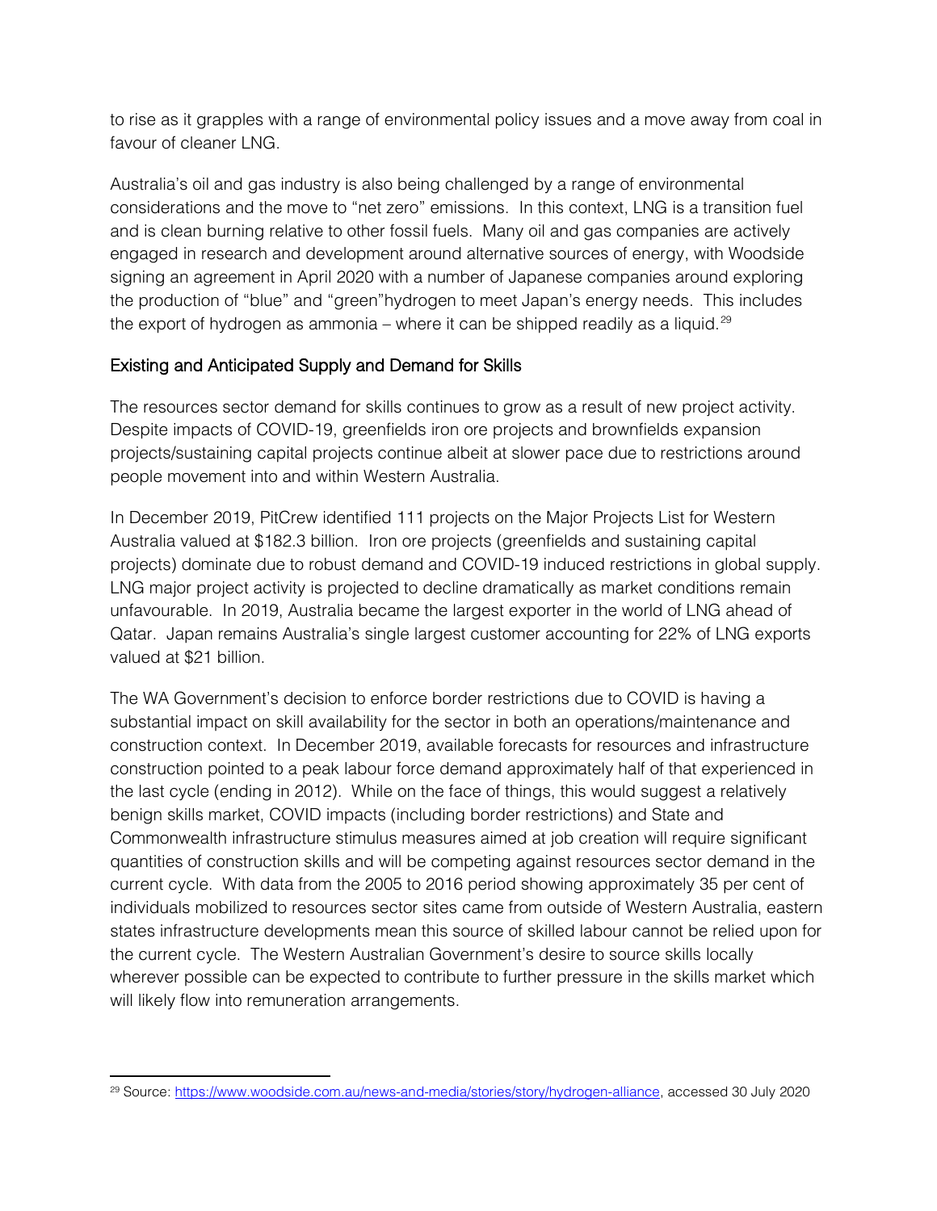to rise as it grapples with a range of environmental policy issues and a move away from coal in favour of cleaner LNG.

Australia's oil and gas industry is also being challenged by a range of environmental considerations and the move to "net zero" emissions. In this context, LNG is a transition fuel and is clean burning relative to other fossil fuels. Many oil and gas companies are actively engaged in research and development around alternative sources of energy, with Woodside signing an agreement in April 2020 with a number of Japanese companies around exploring the production of "blue" and "green"hydrogen to meet Japan's energy needs. This includes the export of hydrogen as ammonia – where it can be shipped readily as a liquid.[29]

## Existing and Anticipated Supply and Demand for Skills

The resources sector demand for skills continues to grow as a result of new project activity. Despite impacts of COVID-19, greenfields iron ore projects and brownfields expansion projects/sustaining capital projects continue albeit at slower pace due to restrictions around people movement into and within Western Australia.

In December 2019, PitCrew identified 111 projects on the Major Projects List for Western Australia valued at $182.3 billion. Iron ore projects (greenfields and sustaining capital projects) dominate due to robust demand and COVID-19 induced restrictions in global supply. LNG major project activity is projected to decline dramatically as market conditions remain unfavourable. In 2019, Australia became the largest exporter in the world of LNG ahead of Qatar. Japan remains Australia's single largest customer accounting for 22% of LNG exports valued at $21 billion.

The WA Government's decision to enforce border restrictions due to COVID is having a substantial impact on skill availability for the sector in both an operations/maintenance and construction context. In December 2019, available forecasts for resources and infrastructure construction pointed to a peak labour force demand approximately half of that experienced in the last cycle (ending in 2012). While on the face of things, this would suggest a relatively benign skills market, COVID impacts (including border restrictions) and State and Commonwealth infrastructure stimulus measures aimed at job creation will require significant quantities of construction skills and will be competing against resources sector demand in the current cycle. With data from the 2005 to 2016 period showing approximately 35 per cent of individuals mobilized to resources sector sites came from outside of Western Australia, eastern states infrastructure developments mean this source of skilled labour cannot be relied upon for the current cycle. The Western Australian Government's desire to source skills locally wherever possible can be expected to contribute to further pressure in the skills market which will likely flow into remuneration arrangements.

---

[29] Source: https://www.woodside.com.au/news-and-media/stories/story/hydrogen-alliance, accessed 30 July 2020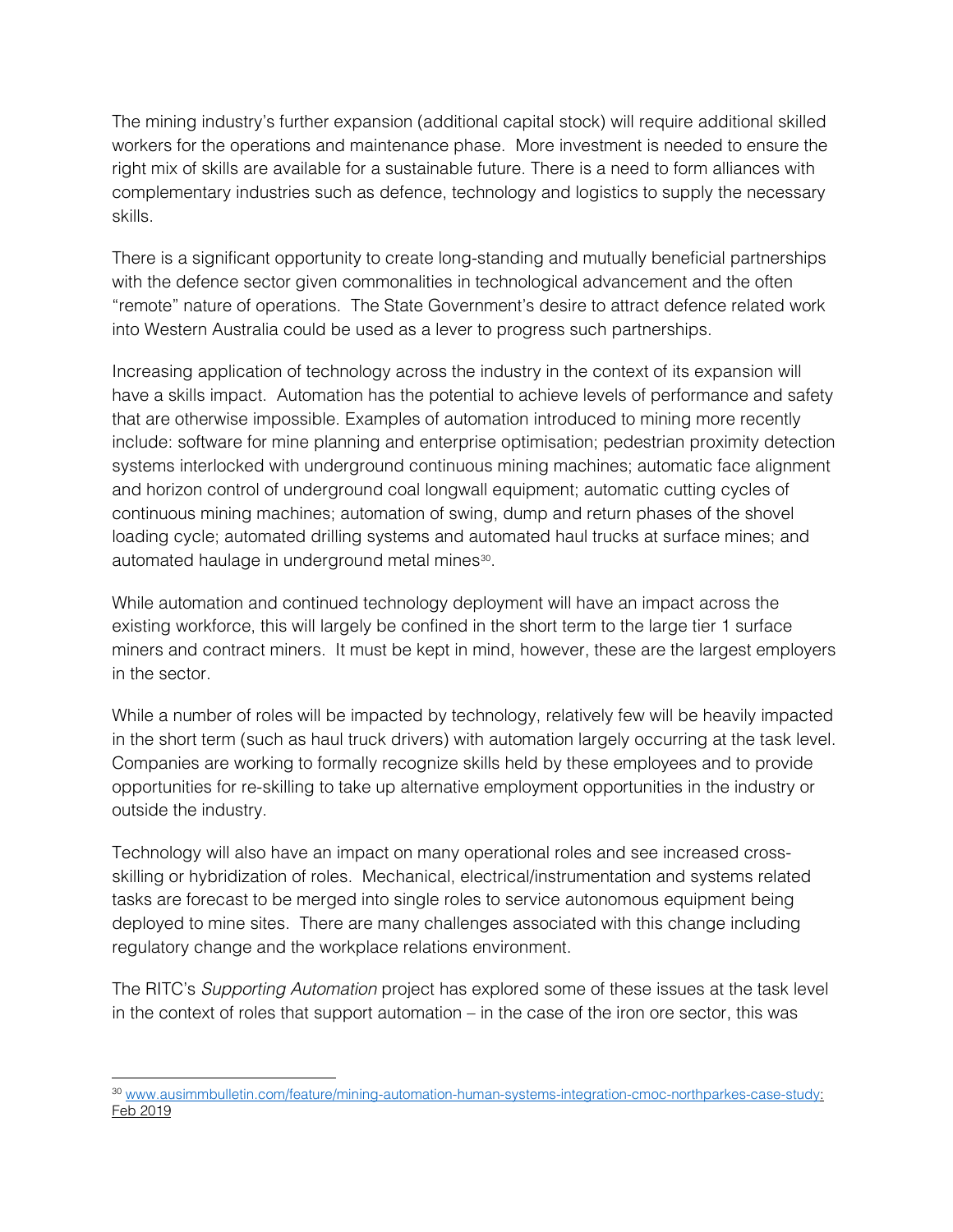The mining industry's further expansion (additional capital stock) will require additional skilled workers for the operations and maintenance phase. More investment is needed to ensure the right mix of skills are available for a sustainable future. There is a need to form alliances with complementary industries such as defence, technology and logistics to supply the necessary skills.

There is a significant opportunity to create long-standing and mutually beneficial partnerships with the defence sector given commonalities in technological advancement and the often "remote" nature of operations. The State Government's desire to attract defence related work into Western Australia could be used as a lever to progress such partnerships.

Increasing application of technology across the industry in the context of its expansion will have a skills impact. Automation has the potential to achieve levels of performance and safety that are otherwise impossible. Examples of automation introduced to mining more recently include: software for mine planning and enterprise optimisation; pedestrian proximity detection systems interlocked with underground continuous mining machines; automatic face alignment and horizon control of underground coal longwall equipment; automatic cutting cycles of continuous mining machines; automation of swing, dump and return phases of the shovel loading cycle; automated drilling systems and automated haul trucks at surface mines; and automated haulage in underground metal mines[30].

While automation and continued technology deployment will have an impact across the existing workforce, this will largely be confined in the short term to the large tier 1 surface miners and contract miners. It must be kept in mind, however, these are the largest employers in the sector.

While a number of roles will be impacted by technology, relatively few will be heavily impacted in the short term (such as haul truck drivers) with automation largely occurring at the task level. Companies are working to formally recognize skills held by these employees and to provide opportunities for re-skilling to take up alternative employment opportunities in the industry or outside the industry.

Technology will also have an impact on many operational roles and see increased cross-skilling or hybridization of roles. Mechanical, electrical/instrumentation and systems related tasks are forecast to be merged into single roles to service autonomous equipment being deployed to mine sites. There are many challenges associated with this change including regulatory change and the workplace relations environment.

The RITC's *Supporting Automation* project has explored some of these issues at the task level in the context of roles that support automation – in the case of the iron ore sector, this was

---

[30] www.ausimmbulletin.com/feature/mining-automation-human-systems-integration-cmoc-northparkes-case-study; Feb 2019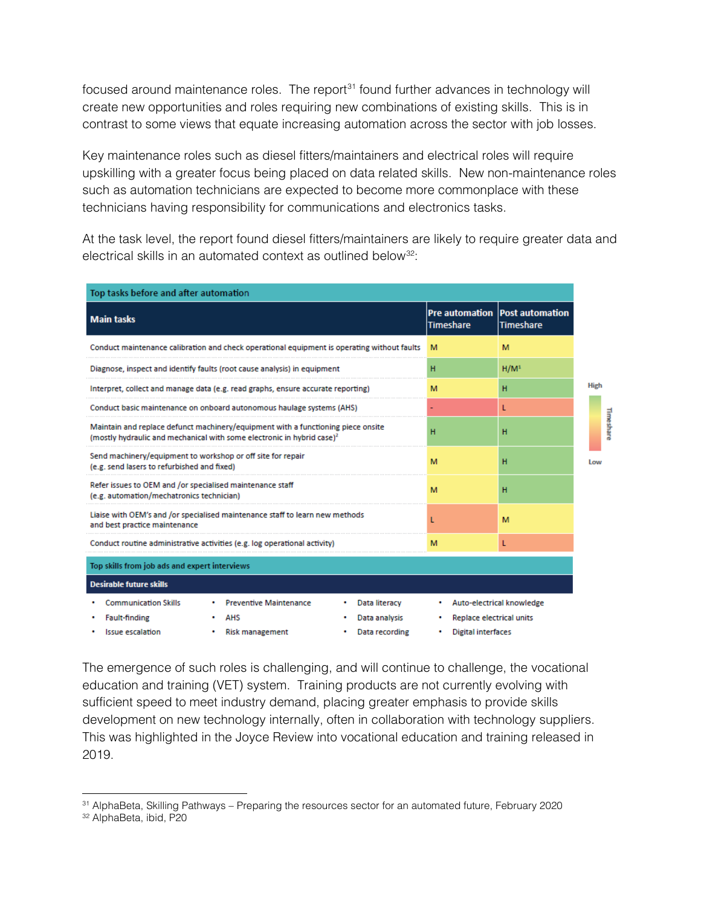focused around maintenance roles. The report[31] found further advances in technology will create new opportunities and roles requiring new combinations of existing skills. This is in contrast to some views that equate increasing automation across the sector with job losses.

Key maintenance roles such as diesel fitters/maintainers and electrical roles will require upskilling with a greater focus being placed on data related skills. New non-maintenance roles such as automation technicians are expected to become more commonplace with these technicians having responsibility for communications and electronics tasks.

At the task level, the report found diesel fitters/maintainers are likely to require greater data and electrical skills in an automated context as outlined below[32]:

| Top tasks before and after automation | | |
|---|---|---|
| **Main tasks** | **Pre automation Timeshare** | **Post automation Timeshare** |
| Conduct maintenance calibration and check operational equipment is operating without faults | M | M |
| Diagnose, inspect and identify faults (root cause analysis) in equipment | H | H/M[1] |
| Interpret, collect and manage data (e.g. read graphs, ensure accurate reporting) | M | H |
| Conduct basic maintenance on onboard autonomous haulage systems (AHS) | - | L |
| Maintain and replace defunct machinery/equipment with a functioning piece onsite (mostly hydraulic and mechanical with some electronic in hybrid case)[2] | H | H |
| Send machinery/equipment to workshop or off site for repair (e.g. send lasers to refurbished and fixed) | M | H |
| Refer issues to OEM and /or specialised maintenance staff (e.g. automation/mechatronics technician) | M | H |
| Liaise with OEM's and /or specialised maintenance staff to learn new methods and best practice maintenance | L | M |
| Conduct routine administrative activities (e.g. log operational activity) | M | L |

Timeshare: High – Low

| Top skills from job ads and expert interviews | | | |
|---|---|---|---|
| **Desirable future skills** | | | |
| • Communication Skills | • Preventive Maintenance | • Data literacy | • Auto-electrical knowledge |
| • Fault-finding | • AHS | • Data analysis | • Replace electrical units |
| • Issue escalation | • Risk management | • Data recording | • Digital interfaces |

The emergence of such roles is challenging, and will continue to challenge, the vocational education and training (VET) system. Training products are not currently evolving with sufficient speed to meet industry demand, placing greater emphasis to provide skills development on new technology internally, often in collaboration with technology suppliers. This was highlighted in the Joyce Review into vocational education and training released in 2019.

---

[31] AlphaBeta, Skilling Pathways – Preparing the resources sector for an automated future, February 2020

[32] AlphaBeta, ibid, P20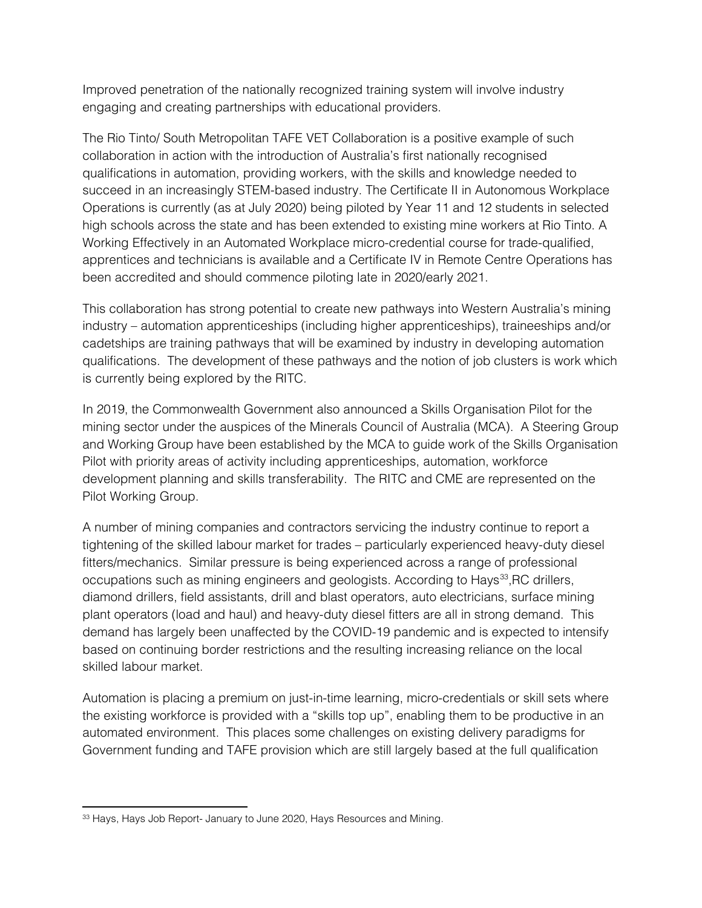Improved penetration of the nationally recognized training system will involve industry engaging and creating partnerships with educational providers.

The Rio Tinto/ South Metropolitan TAFE VET Collaboration is a positive example of such collaboration in action with the introduction of Australia's first nationally recognised qualifications in automation, providing workers, with the skills and knowledge needed to succeed in an increasingly STEM-based industry. The Certificate II in Autonomous Workplace Operations is currently (as at July 2020) being piloted by Year 11 and 12 students in selected high schools across the state and has been extended to existing mine workers at Rio Tinto. A Working Effectively in an Automated Workplace micro-credential course for trade-qualified, apprentices and technicians is available and a Certificate IV in Remote Centre Operations has been accredited and should commence piloting late in 2020/early 2021.

This collaboration has strong potential to create new pathways into Western Australia's mining industry – automation apprenticeships (including higher apprenticeships), traineeships and/or cadetships are training pathways that will be examined by industry in developing automation qualifications. The development of these pathways and the notion of job clusters is work which is currently being explored by the RITC.

In 2019, the Commonwealth Government also announced a Skills Organisation Pilot for the mining sector under the auspices of the Minerals Council of Australia (MCA). A Steering Group and Working Group have been established by the MCA to guide work of the Skills Organisation Pilot with priority areas of activity including apprenticeships, automation, workforce development planning and skills transferability. The RITC and CME are represented on the Pilot Working Group.

A number of mining companies and contractors servicing the industry continue to report a tightening of the skilled labour market for trades – particularly experienced heavy-duty diesel fitters/mechanics. Similar pressure is being experienced across a range of professional occupations such as mining engineers and geologists. According to Hays[33],RC drillers, diamond drillers, field assistants, drill and blast operators, auto electricians, surface mining plant operators (load and haul) and heavy-duty diesel fitters are all in strong demand. This demand has largely been unaffected by the COVID-19 pandemic and is expected to intensify based on continuing border restrictions and the resulting increasing reliance on the local skilled labour market.

Automation is placing a premium on just-in-time learning, micro-credentials or skill sets where the existing workforce is provided with a "skills top up", enabling them to be productive in an automated environment. This places some challenges on existing delivery paradigms for Government funding and TAFE provision which are still largely based at the full qualification

---

[33] Hays, Hays Job Report- January to June 2020, Hays Resources and Mining.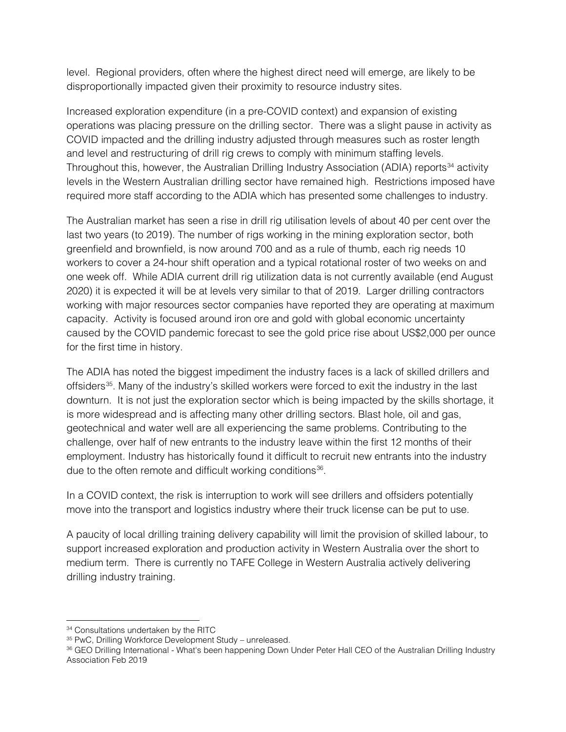level. Regional providers, often where the highest direct need will emerge, are likely to be disproportionally impacted given their proximity to resource industry sites.

Increased exploration expenditure (in a pre-COVID context) and expansion of existing operations was placing pressure on the drilling sector. There was a slight pause in activity as COVID impacted and the drilling industry adjusted through measures such as roster length and level and restructuring of drill rig crews to comply with minimum staffing levels. Throughout this, however, the Australian Drilling Industry Association (ADIA) reports[34] activity levels in the Western Australian drilling sector have remained high. Restrictions imposed have required more staff according to the ADIA which has presented some challenges to industry.

The Australian market has seen a rise in drill rig utilisation levels of about 40 per cent over the last two years (to 2019). The number of rigs working in the mining exploration sector, both greenfield and brownfield, is now around 700 and as a rule of thumb, each rig needs 10 workers to cover a 24-hour shift operation and a typical rotational roster of two weeks on and one week off. While ADIA current drill rig utilization data is not currently available (end August 2020) it is expected it will be at levels very similar to that of 2019. Larger drilling contractors working with major resources sector companies have reported they are operating at maximum capacity. Activity is focused around iron ore and gold with global economic uncertainty caused by the COVID pandemic forecast to see the gold price rise about US$2,000 per ounce for the first time in history.

The ADIA has noted the biggest impediment the industry faces is a lack of skilled drillers and offsiders[35]. Many of the industry's skilled workers were forced to exit the industry in the last downturn. It is not just the exploration sector which is being impacted by the skills shortage, it is more widespread and is affecting many other drilling sectors. Blast hole, oil and gas, geotechnical and water well are all experiencing the same problems. Contributing to the challenge, over half of new entrants to the industry leave within the first 12 months of their employment. Industry has historically found it difficult to recruit new entrants into the industry due to the often remote and difficult working conditions[36].

In a COVID context, the risk is interruption to work will see drillers and offsiders potentially move into the transport and logistics industry where their truck license can be put to use.

A paucity of local drilling training delivery capability will limit the provision of skilled labour, to support increased exploration and production activity in Western Australia over the short to medium term. There is currently no TAFE College in Western Australia actively delivering drilling industry training.

---

[34] Consultations undertaken by the RITC

[35] PwC, Drilling Workforce Development Study – unreleased.

[36] GEO Drilling International - What's been happening Down Under Peter Hall CEO of the Australian Drilling Industry Association Feb 2019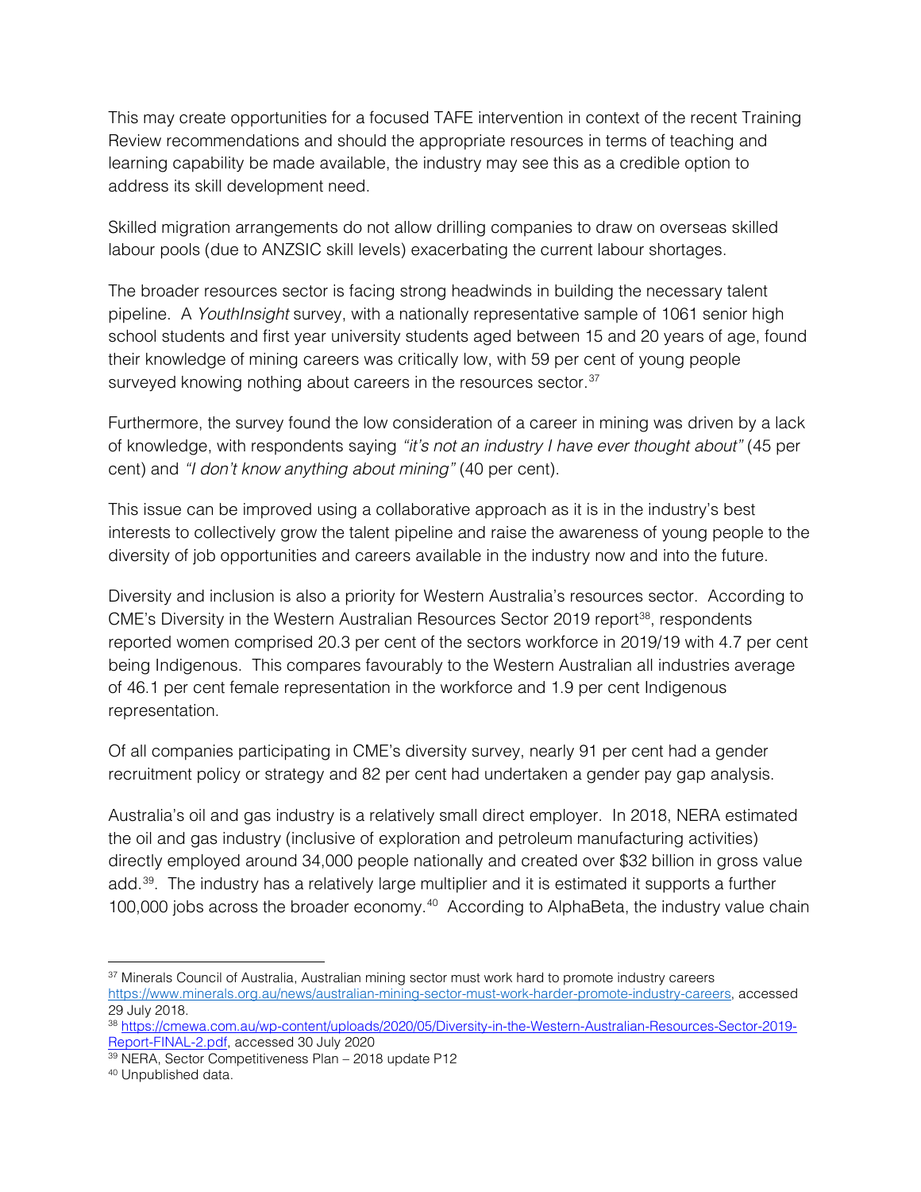This may create opportunities for a focused TAFE intervention in context of the recent Training Review recommendations and should the appropriate resources in terms of teaching and learning capability be made available, the industry may see this as a credible option to address its skill development need.

Skilled migration arrangements do not allow drilling companies to draw on overseas skilled labour pools (due to ANZSIC skill levels) exacerbating the current labour shortages.

The broader resources sector is facing strong headwinds in building the necessary talent pipeline. A *YouthInsight* survey, with a nationally representative sample of 1061 senior high school students and first year university students aged between 15 and 20 years of age, found their knowledge of mining careers was critically low, with 59 per cent of young people surveyed knowing nothing about careers in the resources sector.[37]

Furthermore, the survey found the low consideration of a career in mining was driven by a lack of knowledge, with respondents saying *"it's not an industry I have ever thought about"* (45 per cent) and *"I don't know anything about mining"* (40 per cent).

This issue can be improved using a collaborative approach as it is in the industry's best interests to collectively grow the talent pipeline and raise the awareness of young people to the diversity of job opportunities and careers available in the industry now and into the future.

Diversity and inclusion is also a priority for Western Australia's resources sector. According to CME's Diversity in the Western Australian Resources Sector 2019 report[38], respondents reported women comprised 20.3 per cent of the sectors workforce in 2019/19 with 4.7 per cent being Indigenous. This compares favourably to the Western Australian all industries average of 46.1 per cent female representation in the workforce and 1.9 per cent Indigenous representation.

Of all companies participating in CME's diversity survey, nearly 91 per cent had a gender recruitment policy or strategy and 82 per cent had undertaken a gender pay gap analysis.

Australia's oil and gas industry is a relatively small direct employer. In 2018, NERA estimated the oil and gas industry (inclusive of exploration and petroleum manufacturing activities) directly employed around 34,000 people nationally and created over $32 billion in gross value add.[39]. The industry has a relatively large multiplier and it is estimated it supports a further 100,000 jobs across the broader economy.[40] According to AlphaBeta, the industry value chain

---

[37] Minerals Council of Australia, Australian mining sector must work hard to promote industry careers https://www.minerals.org.au/news/australian-mining-sector-must-work-harder-promote-industry-careers, accessed 29 July 2018.

[38] https://cmewa.com.au/wp-content/uploads/2020/05/Diversity-in-the-Western-Australian-Resources-Sector-2019-Report-FINAL-2.pdf, accessed 30 July 2020

[39] NERA, Sector Competitiveness Plan – 2018 update P12

[40] Unpublished data.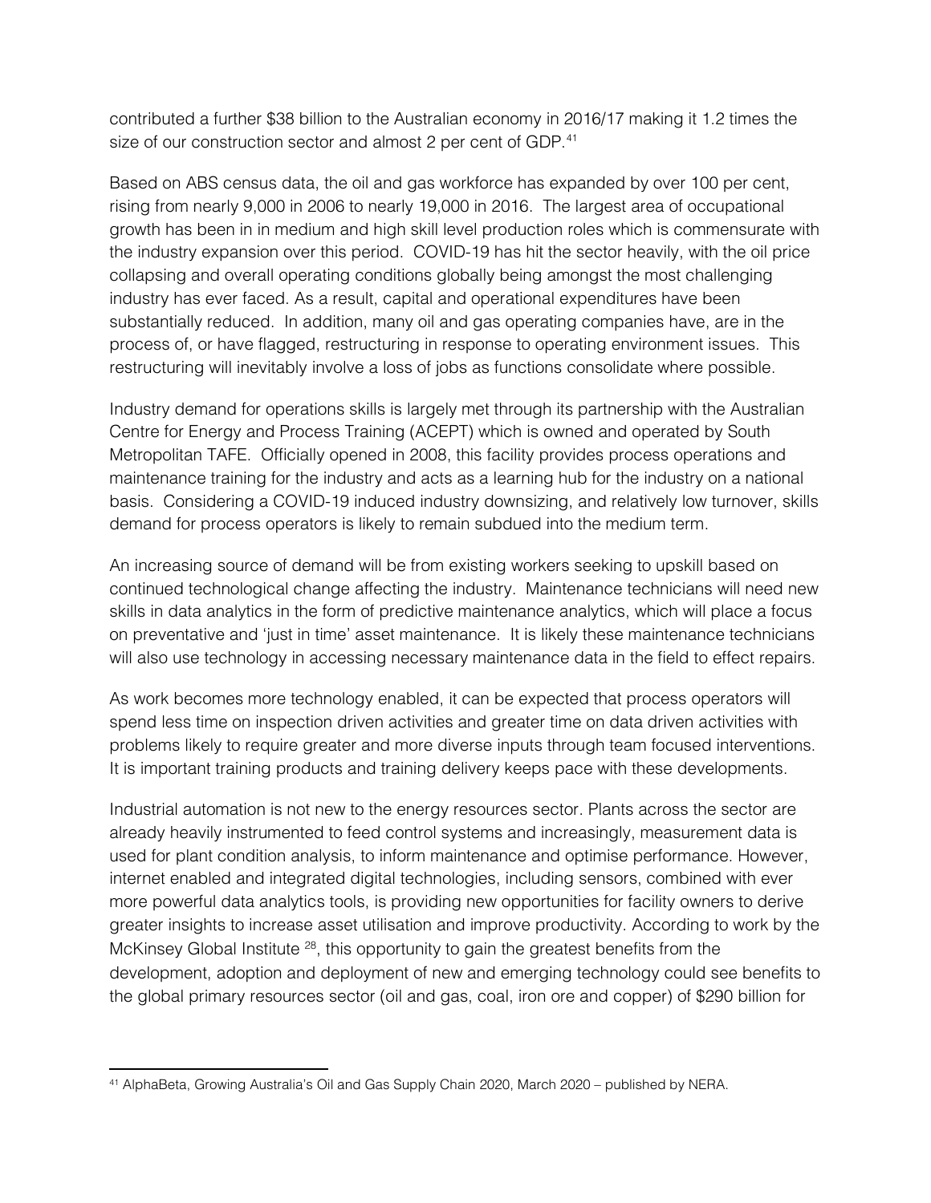contributed a further $38 billion to the Australian economy in 2016/17 making it 1.2 times the size of our construction sector and almost 2 per cent of GDP.[41]

Based on ABS census data, the oil and gas workforce has expanded by over 100 per cent, rising from nearly 9,000 in 2006 to nearly 19,000 in 2016. The largest area of occupational growth has been in in medium and high skill level production roles which is commensurate with the industry expansion over this period. COVID-19 has hit the sector heavily, with the oil price collapsing and overall operating conditions globally being amongst the most challenging industry has ever faced. As a result, capital and operational expenditures have been substantially reduced. In addition, many oil and gas operating companies have, are in the process of, or have flagged, restructuring in response to operating environment issues. This restructuring will inevitably involve a loss of jobs as functions consolidate where possible.

Industry demand for operations skills is largely met through its partnership with the Australian Centre for Energy and Process Training (ACEPT) which is owned and operated by South Metropolitan TAFE. Officially opened in 2008, this facility provides process operations and maintenance training for the industry and acts as a learning hub for the industry on a national basis. Considering a COVID-19 induced industry downsizing, and relatively low turnover, skills demand for process operators is likely to remain subdued into the medium term.

An increasing source of demand will be from existing workers seeking to upskill based on continued technological change affecting the industry. Maintenance technicians will need new skills in data analytics in the form of predictive maintenance analytics, which will place a focus on preventative and 'just in time' asset maintenance. It is likely these maintenance technicians will also use technology in accessing necessary maintenance data in the field to effect repairs.

As work becomes more technology enabled, it can be expected that process operators will spend less time on inspection driven activities and greater time on data driven activities with problems likely to require greater and more diverse inputs through team focused interventions. It is important training products and training delivery keeps pace with these developments.

Industrial automation is not new to the energy resources sector. Plants across the sector are already heavily instrumented to feed control systems and increasingly, measurement data is used for plant condition analysis, to inform maintenance and optimise performance. However, internet enabled and integrated digital technologies, including sensors, combined with ever more powerful data analytics tools, is providing new opportunities for facility owners to derive greater insights to increase asset utilisation and improve productivity. According to work by the McKinsey Global Institute [28], this opportunity to gain the greatest benefits from the development, adoption and deployment of new and emerging technology could see benefits to the global primary resources sector (oil and gas, coal, iron ore and copper) of $290 billion for

[41] AlphaBeta, Growing Australia's Oil and Gas Supply Chain 2020, March 2020 – published by NERA.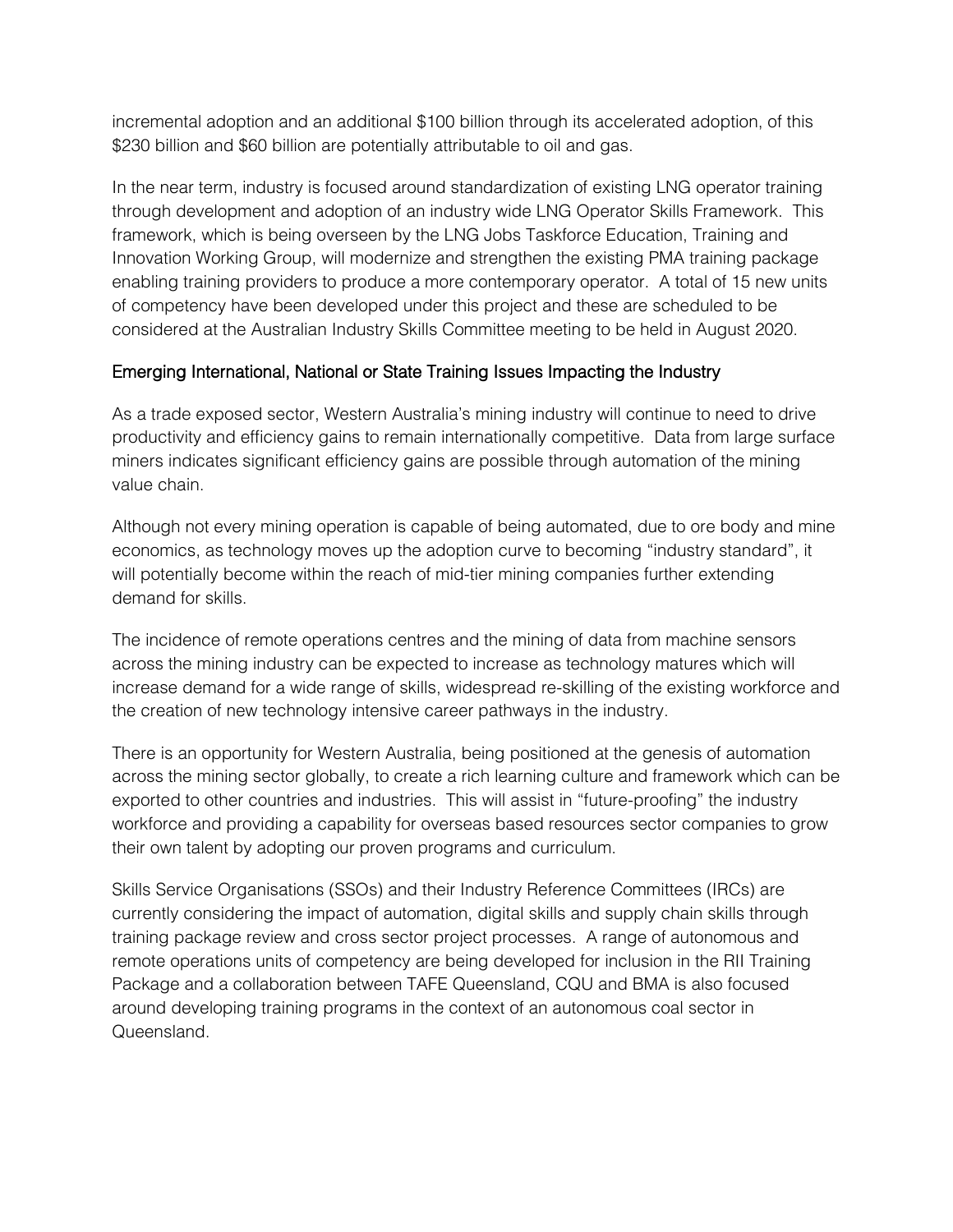incremental adoption and an additional $100 billion through its accelerated adoption, of this $230 billion and $60 billion are potentially attributable to oil and gas.

In the near term, industry is focused around standardization of existing LNG operator training through development and adoption of an industry wide LNG Operator Skills Framework. This framework, which is being overseen by the LNG Jobs Taskforce Education, Training and Innovation Working Group, will modernize and strengthen the existing PMA training package enabling training providers to produce a more contemporary operator. A total of 15 new units of competency have been developed under this project and these are scheduled to be considered at the Australian Industry Skills Committee meeting to be held in August 2020.

## Emerging International, National or State Training Issues Impacting the Industry

As a trade exposed sector, Western Australia's mining industry will continue to need to drive productivity and efficiency gains to remain internationally competitive. Data from large surface miners indicates significant efficiency gains are possible through automation of the mining value chain.

Although not every mining operation is capable of being automated, due to ore body and mine economics, as technology moves up the adoption curve to becoming "industry standard", it will potentially become within the reach of mid-tier mining companies further extending demand for skills.

The incidence of remote operations centres and the mining of data from machine sensors across the mining industry can be expected to increase as technology matures which will increase demand for a wide range of skills, widespread re-skilling of the existing workforce and the creation of new technology intensive career pathways in the industry.

There is an opportunity for Western Australia, being positioned at the genesis of automation across the mining sector globally, to create a rich learning culture and framework which can be exported to other countries and industries. This will assist in "future-proofing" the industry workforce and providing a capability for overseas based resources sector companies to grow their own talent by adopting our proven programs and curriculum.

Skills Service Organisations (SSOs) and their Industry Reference Committees (IRCs) are currently considering the impact of automation, digital skills and supply chain skills through training package review and cross sector project processes. A range of autonomous and remote operations units of competency are being developed for inclusion in the RII Training Package and a collaboration between TAFE Queensland, CQU and BMA is also focused around developing training programs in the context of an autonomous coal sector in Queensland.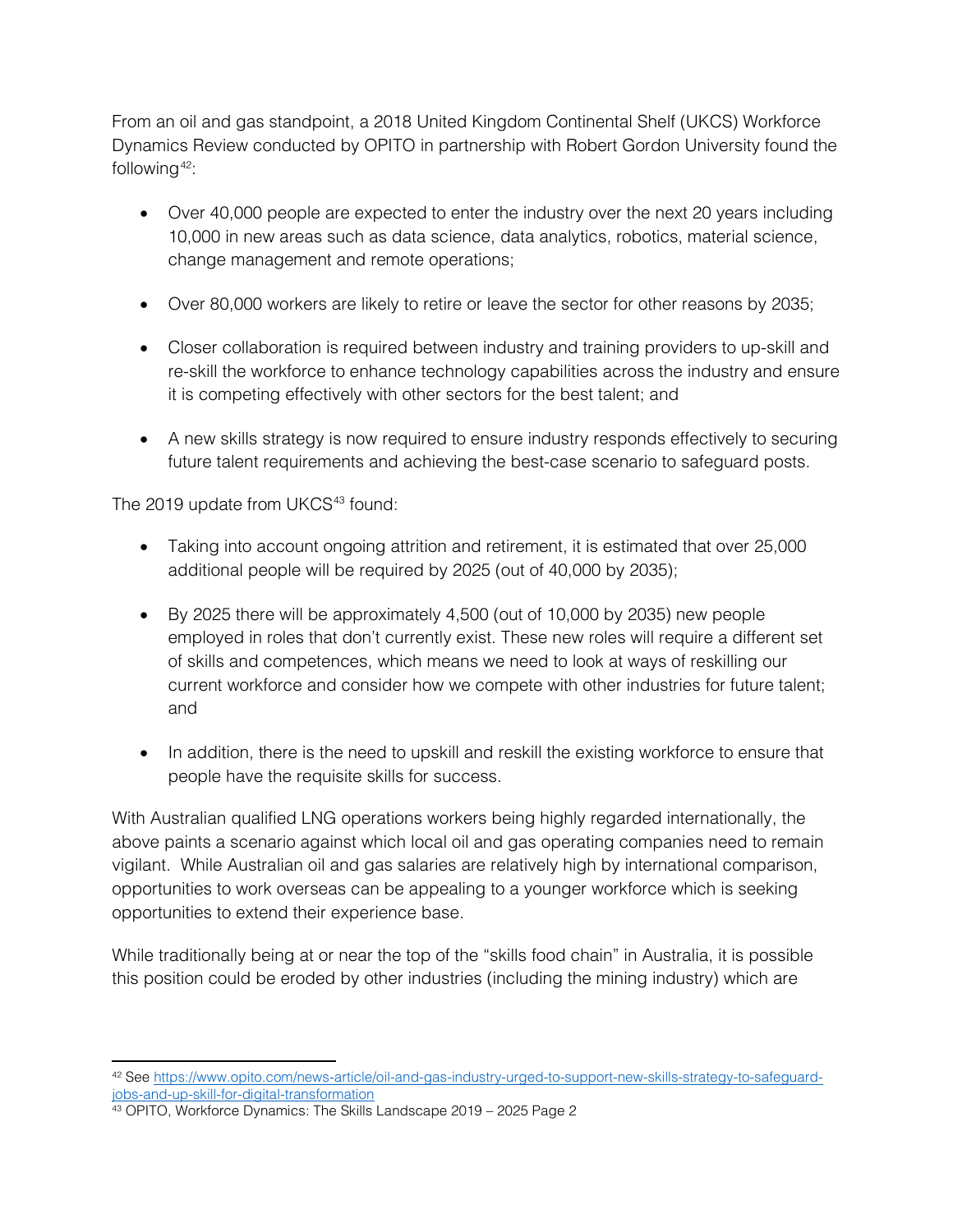From an oil and gas standpoint, a 2018 United Kingdom Continental Shelf (UKCS) Workforce Dynamics Review conducted by OPITO in partnership with Robert Gordon University found the following[42]:

- Over 40,000 people are expected to enter the industry over the next 20 years including 10,000 in new areas such as data science, data analytics, robotics, material science, change management and remote operations;
- Over 80,000 workers are likely to retire or leave the sector for other reasons by 2035;
- Closer collaboration is required between industry and training providers to up-skill and re-skill the workforce to enhance technology capabilities across the industry and ensure it is competing effectively with other sectors for the best talent; and
- A new skills strategy is now required to ensure industry responds effectively to securing future talent requirements and achieving the best-case scenario to safeguard posts.

The 2019 update from UKCS[43] found:

- Taking into account ongoing attrition and retirement, it is estimated that over 25,000 additional people will be required by 2025 (out of 40,000 by 2035);
- By 2025 there will be approximately 4,500 (out of 10,000 by 2035) new people employed in roles that don't currently exist. These new roles will require a different set of skills and competences, which means we need to look at ways of reskilling our current workforce and consider how we compete with other industries for future talent; and
- In addition, there is the need to upskill and reskill the existing workforce to ensure that people have the requisite skills for success.

With Australian qualified LNG operations workers being highly regarded internationally, the above paints a scenario against which local oil and gas operating companies need to remain vigilant. While Australian oil and gas salaries are relatively high by international comparison, opportunities to work overseas can be appealing to a younger workforce which is seeking opportunities to extend their experience base.

While traditionally being at or near the top of the "skills food chain" in Australia, it is possible this position could be eroded by other industries (including the mining industry) which are

---

[42] See https://www.opito.com/news-article/oil-and-gas-industry-urged-to-support-new-skills-strategy-to-safeguard-jobs-and-up-skill-for-digital-transformation

[43] OPITO, Workforce Dynamics: The Skills Landscape 2019 – 2025 Page 2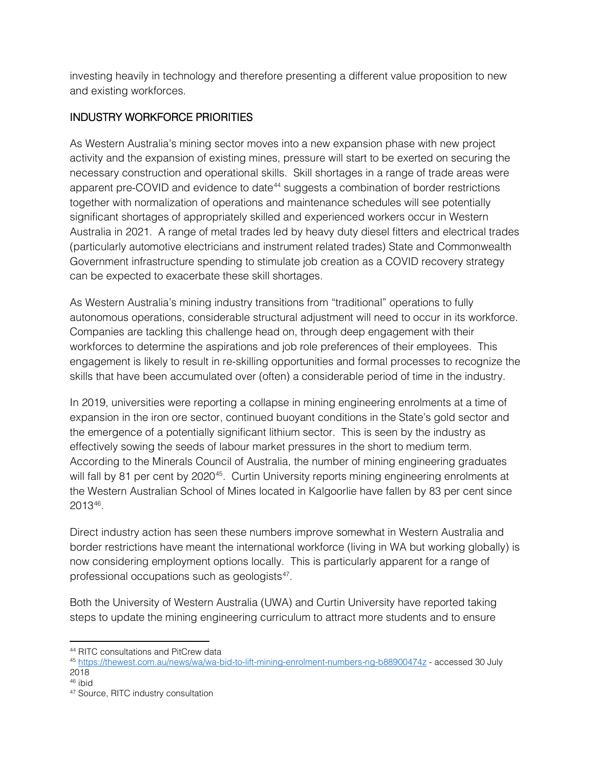investing heavily in technology and therefore presenting a different value proposition to new and existing workforces.

## INDUSTRY WORKFORCE PRIORITIES

As Western Australia's mining sector moves into a new expansion phase with new project activity and the expansion of existing mines, pressure will start to be exerted on securing the necessary construction and operational skills. Skill shortages in a range of trade areas were apparent pre-COVID and evidence to date[44] suggests a combination of border restrictions together with normalization of operations and maintenance schedules will see potentially significant shortages of appropriately skilled and experienced workers occur in Western Australia in 2021. A range of metal trades led by heavy duty diesel fitters and electrical trades (particularly automotive electricians and instrument related trades) State and Commonwealth Government infrastructure spending to stimulate job creation as a COVID recovery strategy can be expected to exacerbate these skill shortages.

As Western Australia's mining industry transitions from "traditional" operations to fully autonomous operations, considerable structural adjustment will need to occur in its workforce. Companies are tackling this challenge head on, through deep engagement with their workforces to determine the aspirations and job role preferences of their employees. This engagement is likely to result in re-skilling opportunities and formal processes to recognize the skills that have been accumulated over (often) a considerable period of time in the industry.

In 2019, universities were reporting a collapse in mining engineering enrolments at a time of expansion in the iron ore sector, continued buoyant conditions in the State's gold sector and the emergence of a potentially significant lithium sector. This is seen by the industry as effectively sowing the seeds of labour market pressures in the short to medium term. According to the Minerals Council of Australia, the number of mining engineering graduates will fall by 81 per cent by 2020[45]. Curtin University reports mining engineering enrolments at the Western Australian School of Mines located in Kalgoorlie have fallen by 83 per cent since 2013[46].

Direct industry action has seen these numbers improve somewhat in Western Australia and border restrictions have meant the international workforce (living in WA but working globally) is now considering employment options locally. This is particularly apparent for a range of professional occupations such as geologists[47].

Both the University of Western Australia (UWA) and Curtin University have reported taking steps to update the mining engineering curriculum to attract more students and to ensure

---

[44] RITC consultations and PitCrew data

[45] https://thewest.com.au/news/wa/wa-bid-to-lift-mining-enrolment-numbers-ng-b88900474z - accessed 30 July 2018

[46] ibid

[47] Source, RITC industry consultation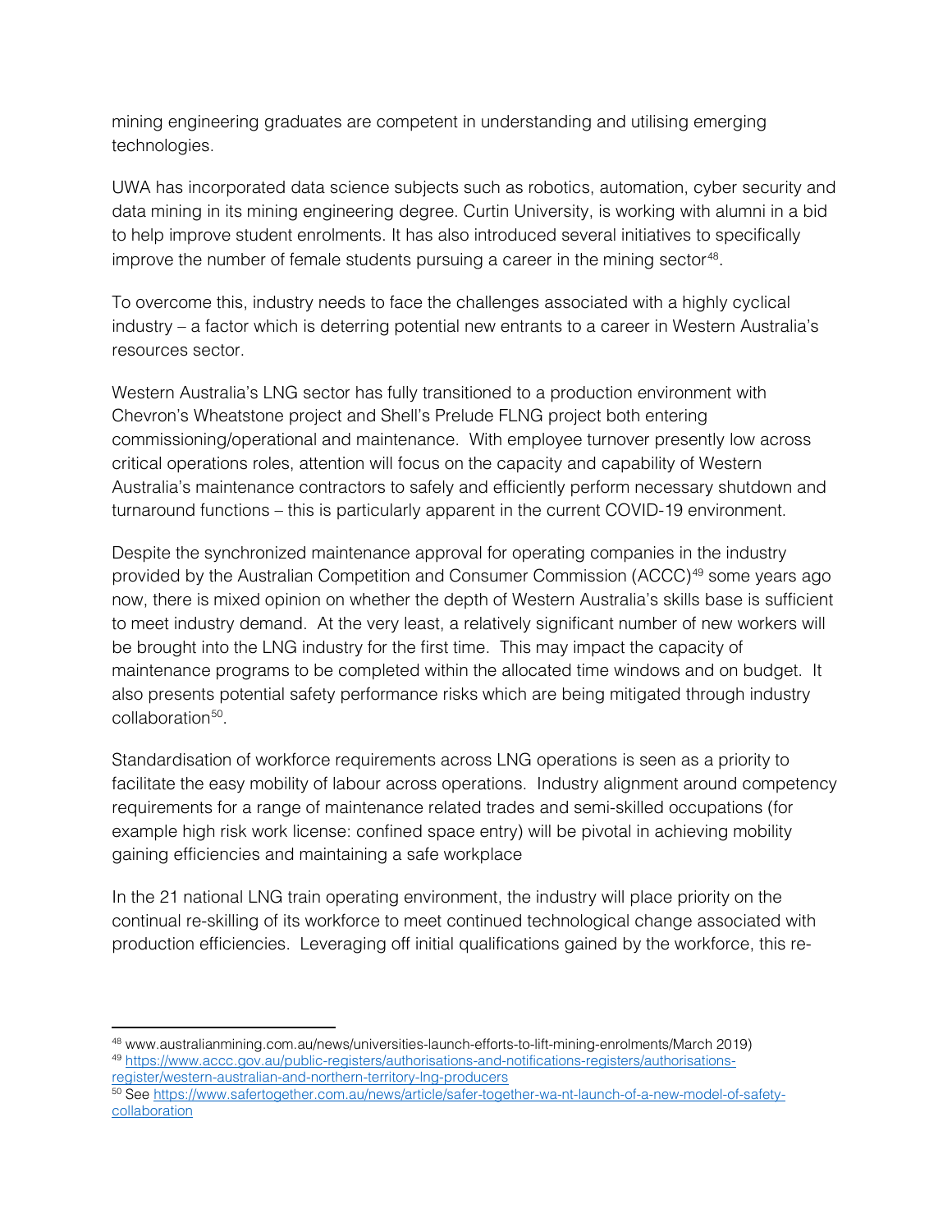mining engineering graduates are competent in understanding and utilising emerging technologies.

UWA has incorporated data science subjects such as robotics, automation, cyber security and data mining in its mining engineering degree. Curtin University, is working with alumni in a bid to help improve student enrolments. It has also introduced several initiatives to specifically improve the number of female students pursuing a career in the mining sector[48].

To overcome this, industry needs to face the challenges associated with a highly cyclical industry – a factor which is deterring potential new entrants to a career in Western Australia's resources sector.

Western Australia's LNG sector has fully transitioned to a production environment with Chevron's Wheatstone project and Shell's Prelude FLNG project both entering commissioning/operational and maintenance. With employee turnover presently low across critical operations roles, attention will focus on the capacity and capability of Western Australia's maintenance contractors to safely and efficiently perform necessary shutdown and turnaround functions – this is particularly apparent in the current COVID-19 environment.

Despite the synchronized maintenance approval for operating companies in the industry provided by the Australian Competition and Consumer Commission (ACCC)[49] some years ago now, there is mixed opinion on whether the depth of Western Australia's skills base is sufficient to meet industry demand. At the very least, a relatively significant number of new workers will be brought into the LNG industry for the first time. This may impact the capacity of maintenance programs to be completed within the allocated time windows and on budget. It also presents potential safety performance risks which are being mitigated through industry collaboration[50].

Standardisation of workforce requirements across LNG operations is seen as a priority to facilitate the easy mobility of labour across operations. Industry alignment around competency requirements for a range of maintenance related trades and semi-skilled occupations (for example high risk work license: confined space entry) will be pivotal in achieving mobility gaining efficiencies and maintaining a safe workplace

In the 21 national LNG train operating environment, the industry will place priority on the continual re-skilling of its workforce to meet continued technological change associated with production efficiencies. Leveraging off initial qualifications gained by the workforce, this re-

---

[48] www.australianmining.com.au/news/universities-launch-efforts-to-lift-mining-enrolments/March 2019)

[49] https://www.accc.gov.au/public-registers/authorisations-and-notifications-registers/authorisations-register/western-australian-and-northern-territory-lng-producers

[50] See https://www.safertogether.com.au/news/article/safer-together-wa-nt-launch-of-a-new-model-of-safety-collaboration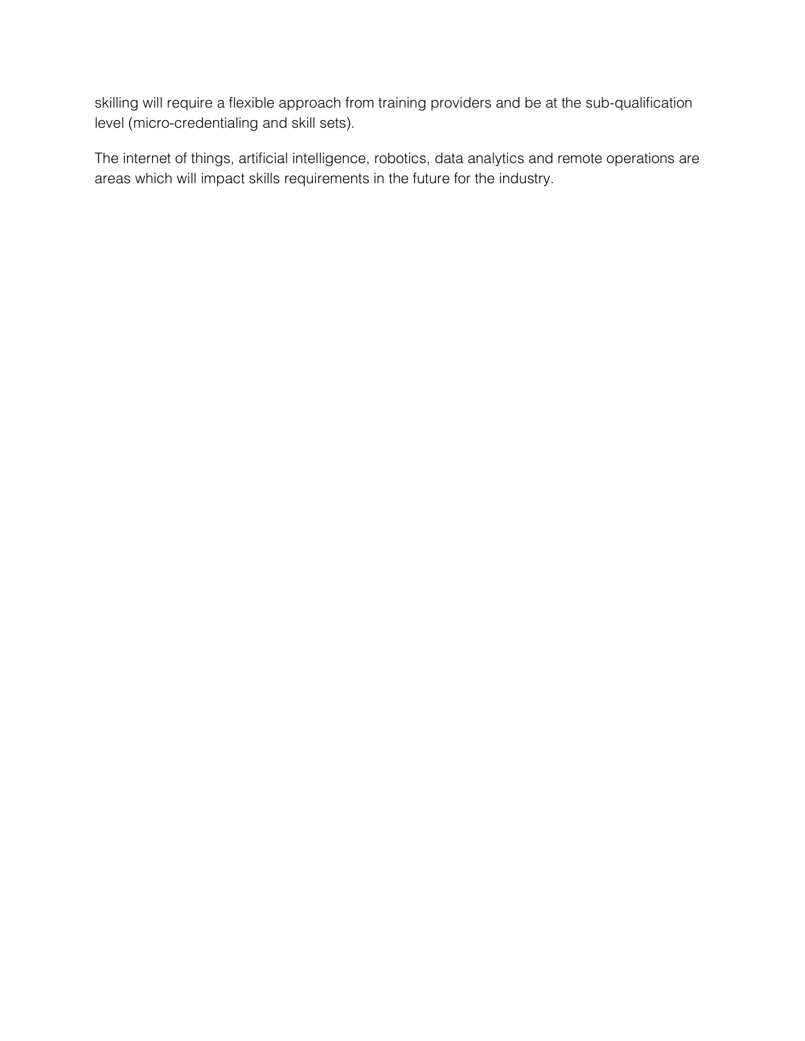skilling will require a flexible approach from training providers and be at the sub-qualification level (micro-credentialing and skill sets).

The internet of things, artificial intelligence, robotics, data analytics and remote operations are areas which will impact skills requirements in the future for the industry.